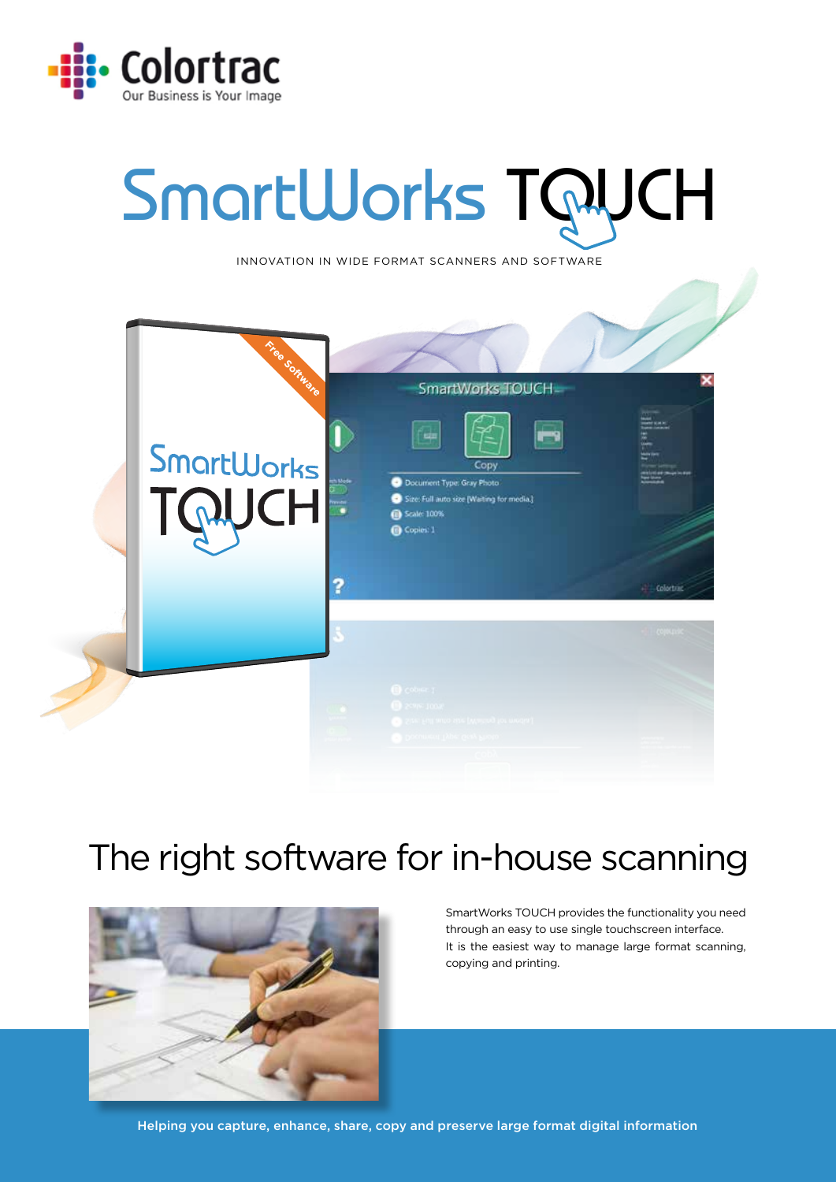Colortrac

Our Business is Your Image

# SmartWorks TOUCH

INNOVATION IN WIDE FORMAT SCANNERS AND SOFTWARE

## The right software for in-house scanning

SmartWorks TOUCH provides the functionality you need through an easy to use single touchscreen interface.
It is the easiest way to manage large format scanning, copying and printing.

**Helping you capture, enhance, share, copy and preserve large format digital information**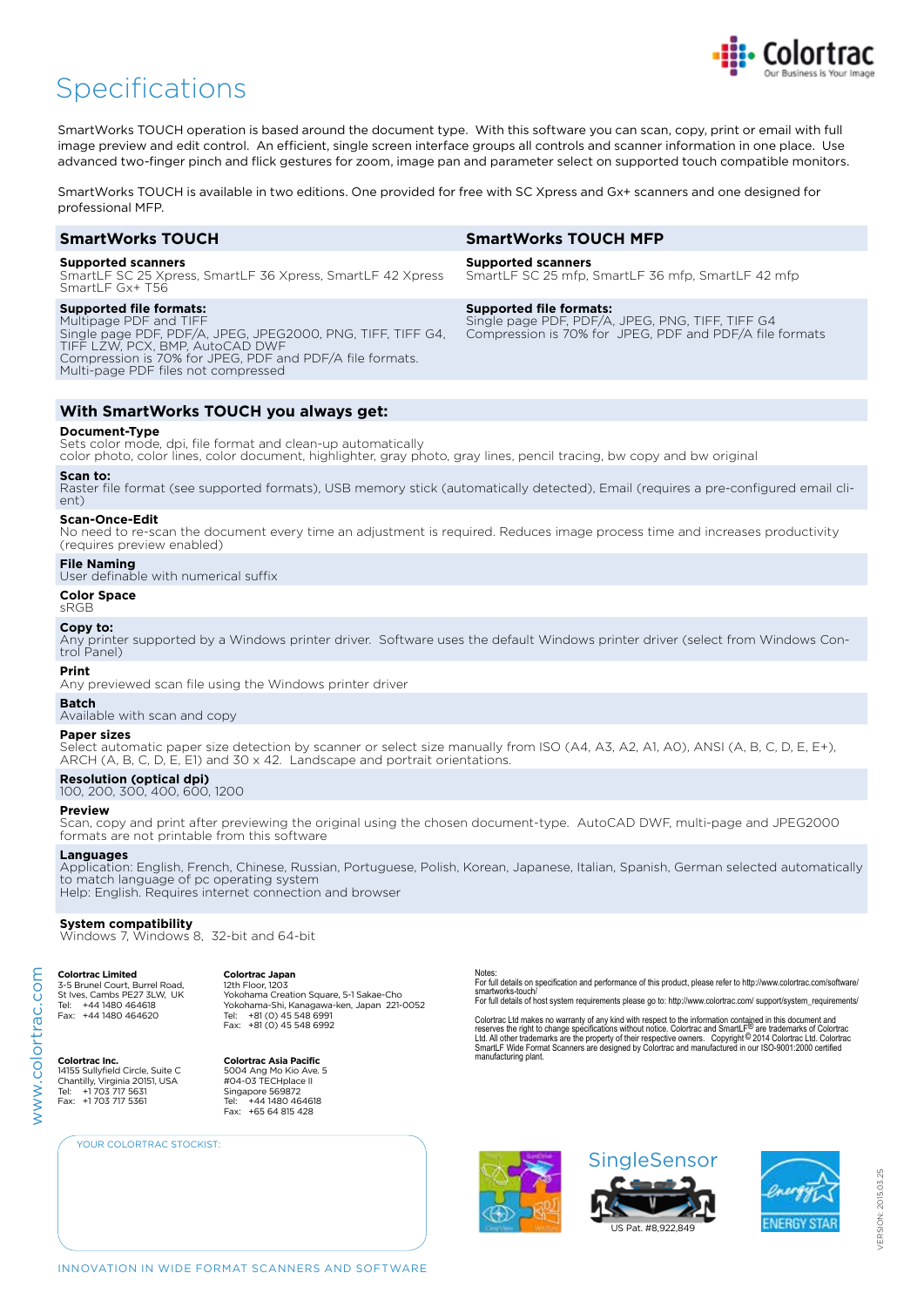# Specifications

SmartWorks TOUCH operation is based around the document type. With this software you can scan, copy, print or email with full image preview and edit control. An efficient, single screen interface groups all controls and scanner information in one place. Use advanced two-finger pinch and flick gestures for zoom, image pan and parameter select on supported touch compatible monitors.

SmartWorks TOUCH is available in two editions. One provided for free with SC Xpress and Gx+ scanners and one designed for professional MFP.

## SmartWorks TOUCH

**Supported scanners**
SmartLF SC 25 Xpress, SmartLF 36 Xpress, SmartLF 42 Xpress SmartLF Gx+ T56

**Supported file formats:**
Multipage PDF and TIFF
Single page PDF, PDF/A, JPEG, JPEG2000, PNG, TIFF, TIFF G4, TIFF LZW, PCX, BMP, AutoCAD DWF
Compression is 70% for JPEG, PDF and PDF/A file formats.
Multi-page PDF files not compressed

## SmartWorks TOUCH MFP

**Supported scanners**
SmartLF SC 25 mfp, SmartLF 36 mfp, SmartLF 42 mfp

**Supported file formats:**
Single page PDF, PDF/A, JPEG, PNG, TIFF, TIFF G4
Compression is 70% for JPEG, PDF and PDF/A file formats

## With SmartWorks TOUCH you always get:

**Document-Type**
Sets color mode, dpi, file format and clean-up automatically
color photo, color lines, color document, highlighter, gray photo, gray lines, pencil tracing, bw copy and bw original

**Scan to:**
Raster file format (see supported formats), USB memory stick (automatically detected), Email (requires a pre-configured email client)

**Scan-Once-Edit**
No need to re-scan the document every time an adjustment is required. Reduces image process time and increases productivity (requires preview enabled)

**File Naming**
User definable with numerical suffix

**Color Space**
sRGB

**Copy to:**
Any printer supported by a Windows printer driver. Software uses the default Windows printer driver (select from Windows Control Panel)

**Print**
Any previewed scan file using the Windows printer driver

**Batch**
Available with scan and copy

**Paper sizes**
Select automatic paper size detection by scanner or select size manually from ISO (A4, A3, A2, A1, A0), ANSI (A, B, C, D, E, E+), ARCH (A, B, C, D, E, E1) and 30 x 42. Landscape and portrait orientations.

**Resolution (optical dpi)**
100, 200, 300, 400, 600, 1200

**Preview**
Scan, copy and print after previewing the original using the chosen document-type. AutoCAD DWF, multi-page and JPEG2000 formats are not printable from this software

**Languages**
Application: English, French, Chinese, Russian, Portuguese, Polish, Korean, Japanese, Italian, Spanish, German selected automatically to match language of pc operating system
Help: English. Requires internet connection and browser

**System compatibility**
Windows 7, Windows 8, 32-bit and 64-bit

**Colortrac Limited**
3-5 Brunel Court, Burrel Road,
St Ives, Cambs PE27 3LW, UK
Tel: +44 1480 464618
Fax: +44 1480 464620

**Colortrac Japan**
12th Floor, 1203
Yokohama Creation Square, 5-1 Sakae-Cho
Yokohama-Shi, Kanagawa-ken, Japan 221-0052
Tel: +81 (0) 45 548 6991
Fax: +81 (0) 45 548 6992

**Colortrac Inc.**
14155 Sullyfield Circle, Suite C
Chantilly, Virginia 20151, USA
Tel: +1 703 717 5631
Fax: +1 703 717 5361

**Colortrac Asia Pacific**
5004 Ang Mo Kio Ave. 5
#04-03 TECHplace II
Singapore 569872
Tel: +44 1480 464618
Fax: +65 64 815 428

Notes:
For full details on specification and performance of this product, please refer to http://www.colortrac.com/software/smartworks-touch/
For full details of host system requirements please go to: http://www.colortrac.com/ support/system_requirements/

Colortrac Ltd makes no warranty of any kind with respect to the information contained in this document and reserves the right to change specifications without notice. Colortrac and SmartLF® are trademarks of Colortrac Ltd. All other trademarks are the property of their respective owners. Copyright © 2014 Colortrac Ltd. Colortrac SmartLF Wide Format Scanners are designed by Colortrac and manufactured in our ISO-9001:2000 certified manufacturing plant.

YOUR COLORTRAC STOCKIST:

SingleSensor
US Pat. #8,922,849

ENERGY STAR

www.colortrac.com

INNOVATION IN WIDE FORMAT SCANNERS AND SOFTWARE

VERSION: 2015.03.25